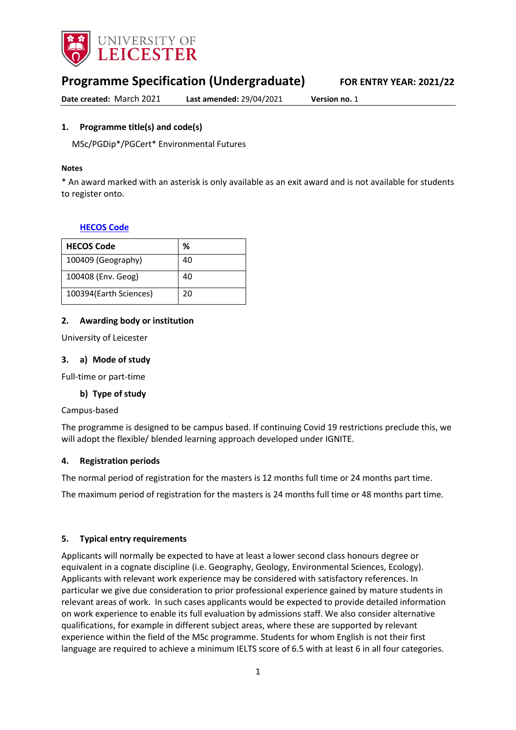UNIVERSITY OF LEICESTER

# Programme Specification (Undergraduate)

**FOR ENTRY YEAR: 2021/22**

**Date created:** March 2021 **Last amended:** 29/04/2021 **Version no.** 1

## 1. Programme title(s) and code(s)

MSc/PGDip*/PGCert* Environmental Futures

**Notes**

* An award marked with an asterisk is only available as an exit award and is not available for students to register onto.

**HECOS Code**

| HECOS Code | % |
|---|---|
| 100409 (Geography) | 40 |
| 100408 (Env. Geog) | 40 |
| 100394(Earth Sciences) | 20 |

## 2. Awarding body or institution

University of Leicester

## 3. a) Mode of study

Full-time or part-time

### b) Type of study

Campus-based

The programme is designed to be campus based. If continuing Covid 19 restrictions preclude this, we will adopt the flexible/ blended learning approach developed under IGNITE.

## 4. Registration periods

The normal period of registration for the masters is 12 months full time or 24 months part time.

The maximum period of registration for the masters is 24 months full time or 48 months part time.

## 5. Typical entry requirements

Applicants will normally be expected to have at least a lower second class honours degree or equivalent in a cognate discipline (i.e. Geography, Geology, Environmental Sciences, Ecology). Applicants with relevant work experience may be considered with satisfactory references. In particular we give due consideration to prior professional experience gained by mature students in relevant areas of work. In such cases applicants would be expected to provide detailed information on work experience to enable its full evaluation by admissions staff. We also consider alternative qualifications, for example in different subject areas, where these are supported by relevant experience within the field of the MSc programme. Students for whom English is not their first language are required to achieve a minimum IELTS score of 6.5 with at least 6 in all four categories.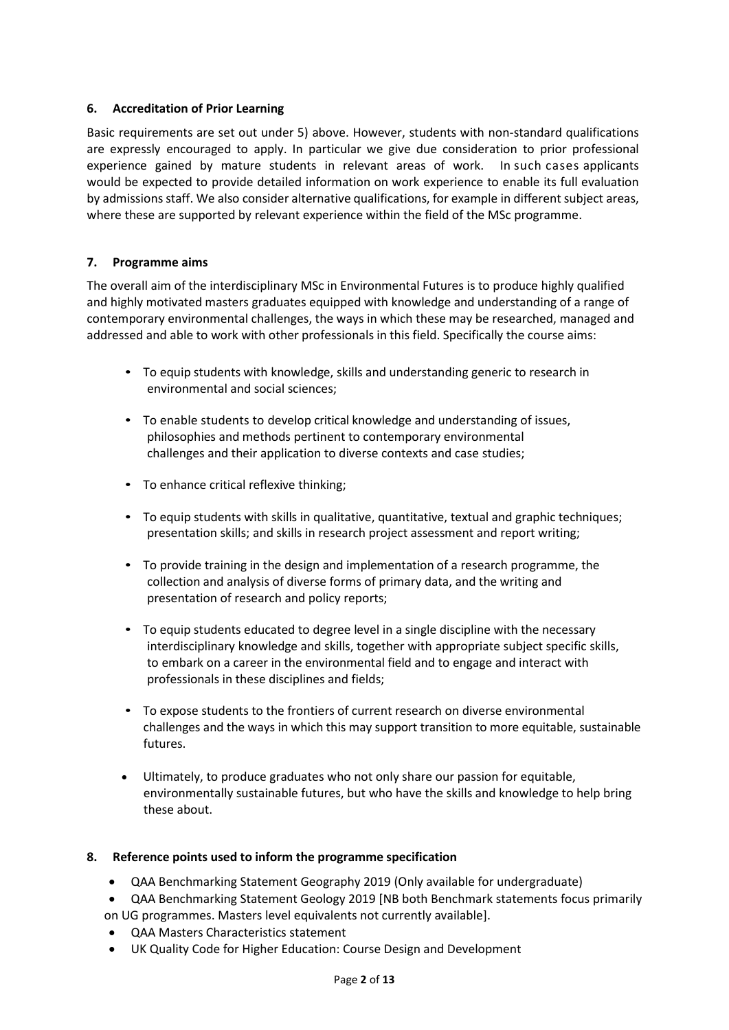## 6. Accreditation of Prior Learning

Basic requirements are set out under 5) above. However, students with non-standard qualifications are expressly encouraged to apply. In particular we give due consideration to prior professional experience gained by mature students in relevant areas of work. In such cases applicants would be expected to provide detailed information on work experience to enable its full evaluation by admissions staff. We also consider alternative qualifications, for example in different subject areas, where these are supported by relevant experience within the field of the MSc programme.

## 7. Programme aims

The overall aim of the interdisciplinary MSc in Environmental Futures is to produce highly qualified and highly motivated masters graduates equipped with knowledge and understanding of a range of contemporary environmental challenges, the ways in which these may be researched, managed and addressed and able to work with other professionals in this field. Specifically the course aims:

- To equip students with knowledge, skills and understanding generic to research in environmental and social sciences;
- To enable students to develop critical knowledge and understanding of issues, philosophies and methods pertinent to contemporary environmental challenges and their application to diverse contexts and case studies;
- To enhance critical reflexive thinking;
- To equip students with skills in qualitative, quantitative, textual and graphic techniques; presentation skills; and skills in research project assessment and report writing;
- To provide training in the design and implementation of a research programme, the collection and analysis of diverse forms of primary data, and the writing and presentation of research and policy reports;
- To equip students educated to degree level in a single discipline with the necessary interdisciplinary knowledge and skills, together with appropriate subject specific skills, to embark on a career in the environmental field and to engage and interact with professionals in these disciplines and fields;
- To expose students to the frontiers of current research on diverse environmental challenges and the ways in which this may support transition to more equitable, sustainable futures.
- Ultimately, to produce graduates who not only share our passion for equitable, environmentally sustainable futures, but who have the skills and knowledge to help bring these about.

## 8. Reference points used to inform the programme specification

- QAA Benchmarking Statement Geography 2019 (Only available for undergraduate)
- QAA Benchmarking Statement Geology 2019 [NB both Benchmark statements focus primarily on UG programmes. Masters level equivalents not currently available].
- QAA Masters Characteristics statement
- UK Quality Code for Higher Education: Course Design and Development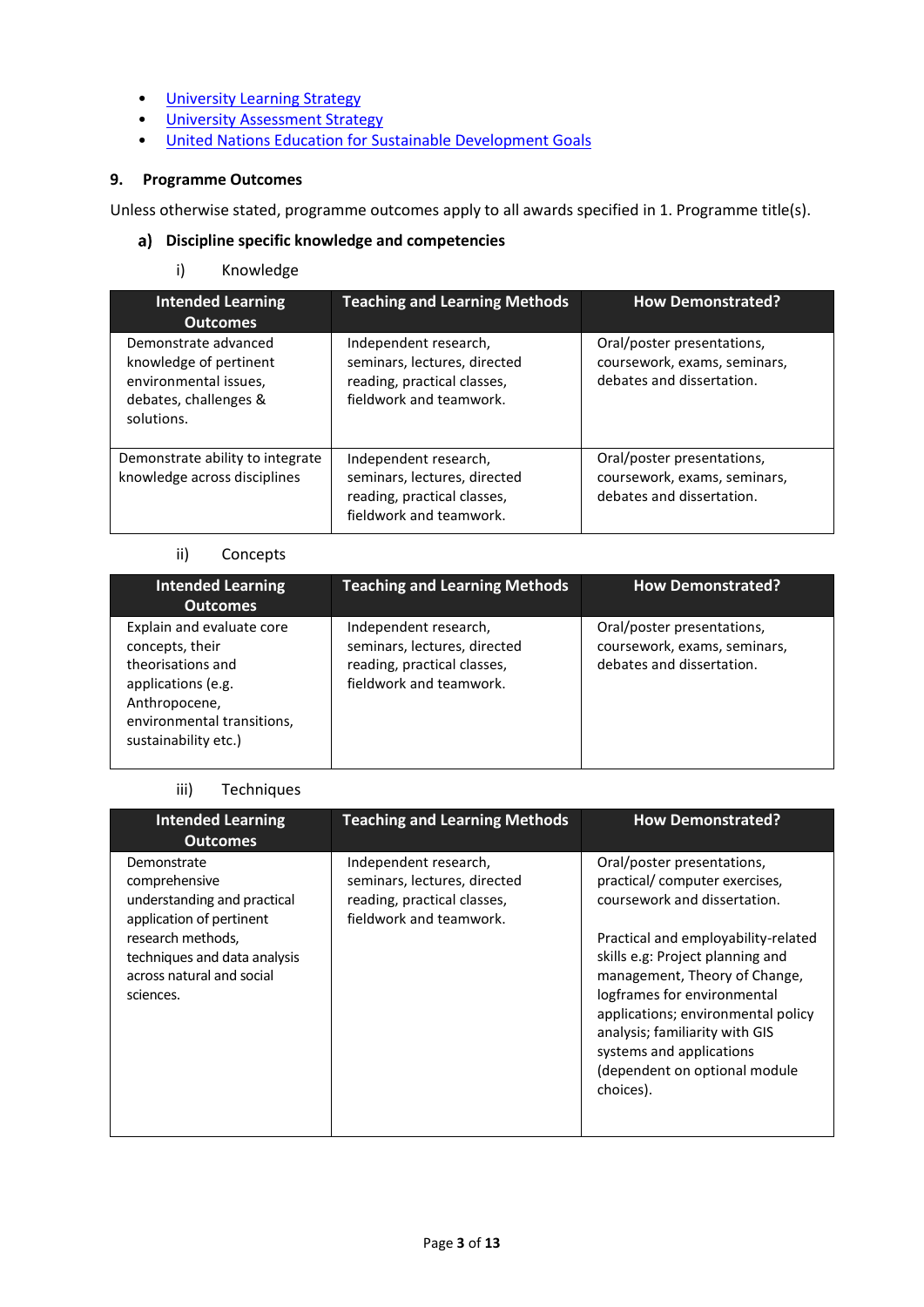- University Learning Strategy
- University Assessment Strategy
- United Nations Education for Sustainable Development Goals

## 9. Programme Outcomes

Unless otherwise stated, programme outcomes apply to all awards specified in 1. Programme title(s).

### a) Discipline specific knowledge and competencies

#### i) Knowledge

| Intended Learning Outcomes | Teaching and Learning Methods | How Demonstrated? |
|---|---|---|
| Demonstrate advanced knowledge of pertinent environmental issues, debates, challenges & solutions. | Independent research, seminars, lectures, directed reading, practical classes, fieldwork and teamwork. | Oral/poster presentations, coursework, exams, seminars, debates and dissertation. |
| Demonstrate ability to integrate knowledge across disciplines | Independent research, seminars, lectures, directed reading, practical classes, fieldwork and teamwork. | Oral/poster presentations, coursework, exams, seminars, debates and dissertation. |

#### ii) Concepts

| Intended Learning Outcomes | Teaching and Learning Methods | How Demonstrated? |
|---|---|---|
| Explain and evaluate core concepts, their theorisations and applications (e.g. Anthropocene, environmental transitions, sustainability etc.) | Independent research, seminars, lectures, directed reading, practical classes, fieldwork and teamwork. | Oral/poster presentations, coursework, exams, seminars, debates and dissertation. |

#### iii) Techniques

| Intended Learning Outcomes | Teaching and Learning Methods | How Demonstrated? |
|---|---|---|
| Demonstrate comprehensive understanding and practical application of pertinent research methods, techniques and data analysis across natural and social sciences. | Independent research, seminars, lectures, directed reading, practical classes, fieldwork and teamwork. | Oral/poster presentations, practical/ computer exercises, coursework and dissertation.<br><br>Practical and employability-related skills e.g: Project planning and management, Theory of Change, logframes for environmental applications; environmental policy analysis; familiarity with GIS systems and applications (dependent on optional module choices). |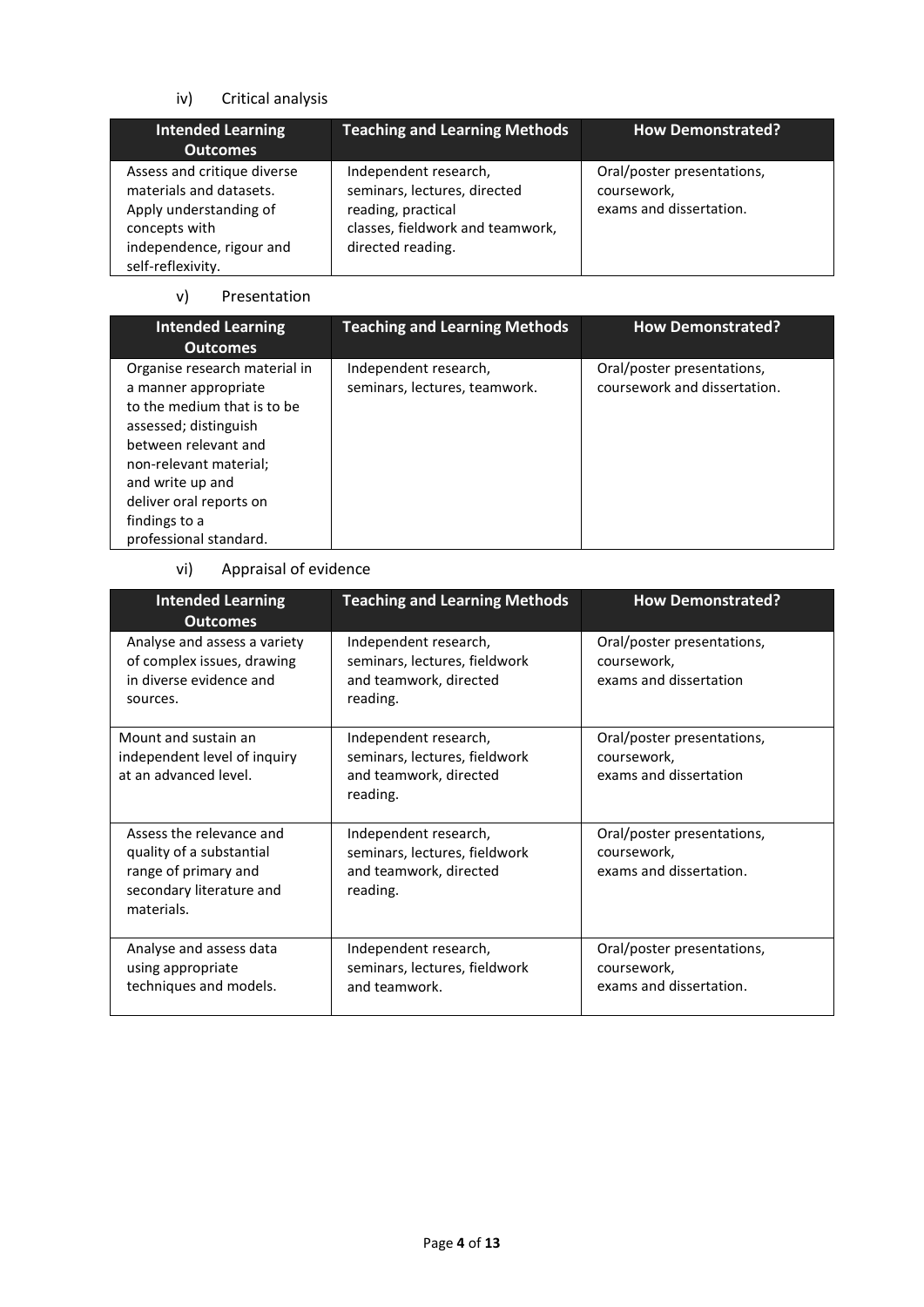iv) Critical analysis

| Intended Learning Outcomes | Teaching and Learning Methods | How Demonstrated? |
|---|---|---|
| Assess and critique diverse materials and datasets. Apply understanding of concepts with independence, rigour and self-reflexivity. | Independent research, seminars, lectures, directed reading, practical classes, fieldwork and teamwork, directed reading. | Oral/poster presentations, coursework, exams and dissertation. |

v) Presentation

| Intended Learning Outcomes | Teaching and Learning Methods | How Demonstrated? |
|---|---|---|
| Organise research material in a manner appropriate to the medium that is to be assessed; distinguish between relevant and non-relevant material; and write up and deliver oral reports on findings to a professional standard. | Independent research, seminars, lectures, teamwork. | Oral/poster presentations, coursework and dissertation. |

vi) Appraisal of evidence

| Intended Learning Outcomes | Teaching and Learning Methods | How Demonstrated? |
|---|---|---|
| Analyse and assess a variety of complex issues, drawing in diverse evidence and sources. | Independent research, seminars, lectures, fieldwork and teamwork, directed reading. | Oral/poster presentations, coursework, exams and dissertation |
| Mount and sustain an independent level of inquiry at an advanced level. | Independent research, seminars, lectures, fieldwork and teamwork, directed reading. | Oral/poster presentations, coursework, exams and dissertation |
| Assess the relevance and quality of a substantial range of primary and secondary literature and materials. | Independent research, seminars, lectures, fieldwork and teamwork, directed reading. | Oral/poster presentations, coursework, exams and dissertation. |
| Analyse and assess data using appropriate techniques and models. | Independent research, seminars, lectures, fieldwork and teamwork. | Oral/poster presentations, coursework, exams and dissertation. |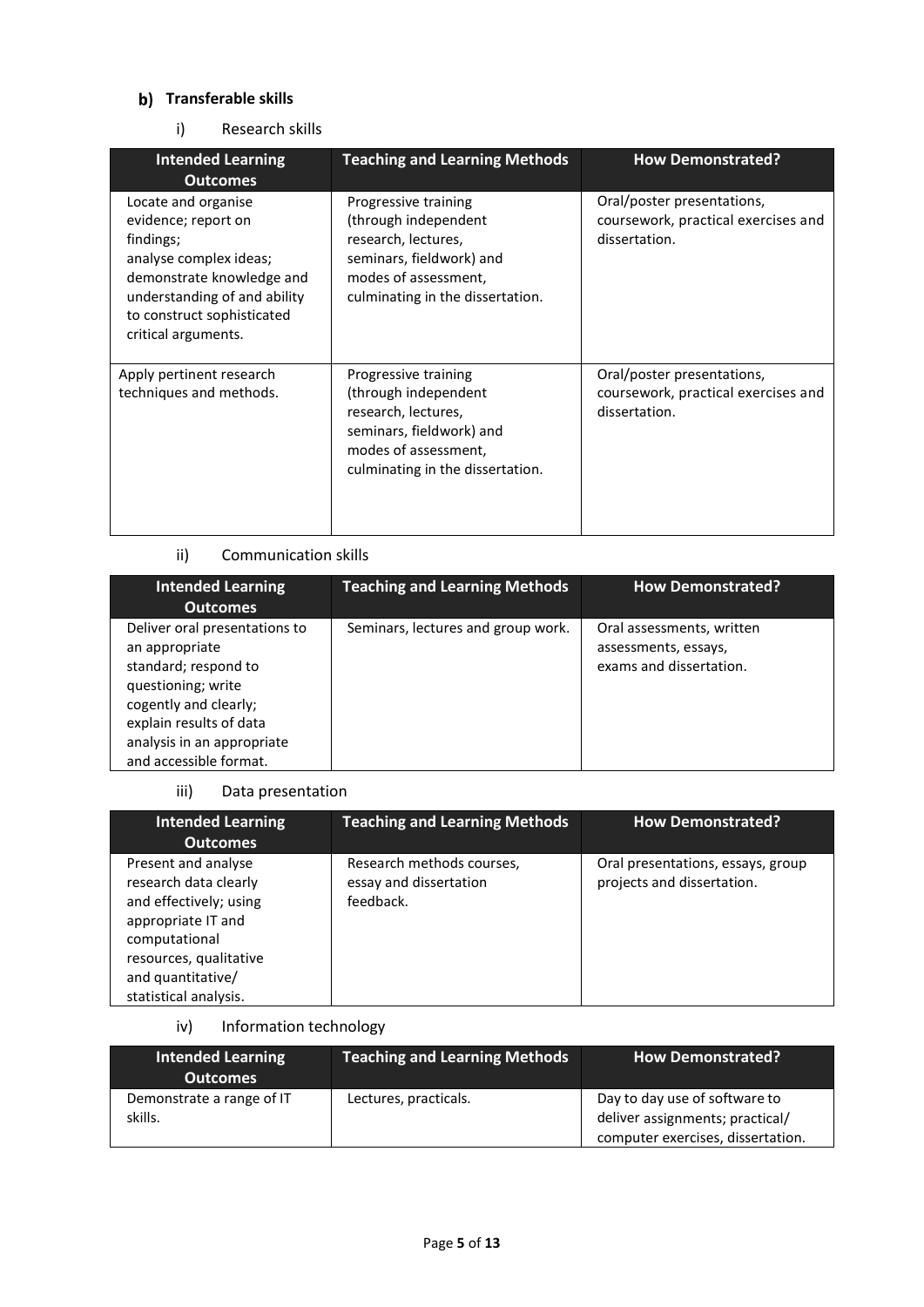### b) Transferable skills

#### i) Research skills

| Intended Learning Outcomes | Teaching and Learning Methods | How Demonstrated? |
|---|---|---|
| Locate and organise evidence; report on findings; analyse complex ideas; demonstrate knowledge and understanding of and ability to construct sophisticated critical arguments. | Progressive training (through independent research, lectures, seminars, fieldwork) and modes of assessment, culminating in the dissertation. | Oral/poster presentations, coursework, practical exercises and dissertation. |
| Apply pertinent research techniques and methods. | Progressive training (through independent research, lectures, seminars, fieldwork) and modes of assessment, culminating in the dissertation. | Oral/poster presentations, coursework, practical exercises and dissertation. |

#### ii) Communication skills

| Intended Learning Outcomes | Teaching and Learning Methods | How Demonstrated? |
|---|---|---|
| Deliver oral presentations to an appropriate standard; respond to questioning; write cogently and clearly; explain results of data analysis in an appropriate and accessible format. | Seminars, lectures and group work. | Oral assessments, written assessments, essays, exams and dissertation. |

#### iii) Data presentation

| Intended Learning Outcomes | Teaching and Learning Methods | How Demonstrated? |
|---|---|---|
| Present and analyse research data clearly and effectively; using appropriate IT and computational resources, qualitative and quantitative/ statistical analysis. | Research methods courses, essay and dissertation feedback. | Oral presentations, essays, group projects and dissertation. |

#### iv) Information technology

| Intended Learning Outcomes | Teaching and Learning Methods | How Demonstrated? |
|---|---|---|
| Demonstrate a range of IT skills. | Lectures, practicals. | Day to day use of software to deliver assignments; practical/ computer exercises, dissertation. |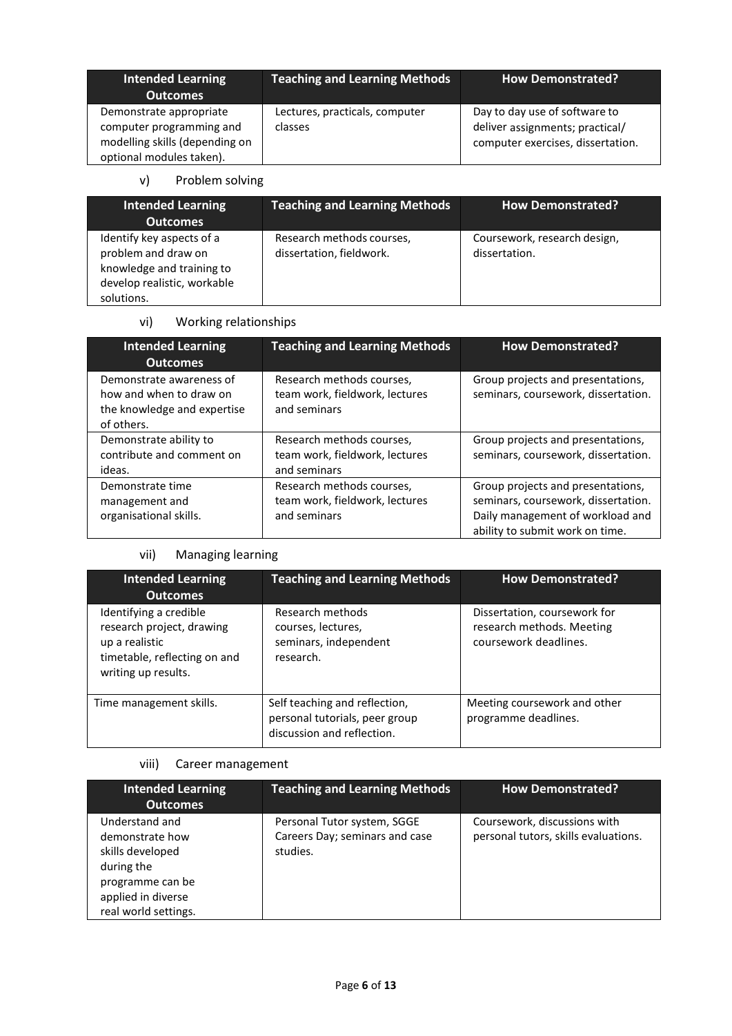| Intended Learning Outcomes | Teaching and Learning Methods | How Demonstrated? |
|---|---|---|
| Demonstrate appropriate computer programming and modelling skills (depending on optional modules taken). | Lectures, practicals, computer classes | Day to day use of software to deliver assignments; practical/ computer exercises, dissertation. |

v) Problem solving

| Intended Learning Outcomes | Teaching and Learning Methods | How Demonstrated? |
|---|---|---|
| Identify key aspects of a problem and draw on knowledge and training to develop realistic, workable solutions. | Research methods courses, dissertation, fieldwork. | Coursework, research design, dissertation. |

vi) Working relationships

| Intended Learning Outcomes | Teaching and Learning Methods | How Demonstrated? |
|---|---|---|
| Demonstrate awareness of how and when to draw on the knowledge and expertise of others. | Research methods courses, team work, fieldwork, lectures and seminars | Group projects and presentations, seminars, coursework, dissertation. |
| Demonstrate ability to contribute and comment on ideas. | Research methods courses, team work, fieldwork, lectures and seminars | Group projects and presentations, seminars, coursework, dissertation. |
| Demonstrate time management and organisational skills. | Research methods courses, team work, fieldwork, lectures and seminars | Group projects and presentations, seminars, coursework, dissertation. Daily management of workload and ability to submit work on time. |

vii) Managing learning

| Intended Learning Outcomes | Teaching and Learning Methods | How Demonstrated? |
|---|---|---|
| Identifying a credible research project, drawing up a realistic timetable, reflecting on and writing up results. | Research methods courses, lectures, seminars, independent research. | Dissertation, coursework for research methods. Meeting coursework deadlines. |
| Time management skills. | Self teaching and reflection, personal tutorials, peer group discussion and reflection. | Meeting coursework and other programme deadlines. |

viii) Career management

| Intended Learning Outcomes | Teaching and Learning Methods | How Demonstrated? |
|---|---|---|
| Understand and demonstrate how skills developed during the programme can be applied in diverse real world settings. | Personal Tutor system, SGGE Careers Day; seminars and case studies. | Coursework, discussions with personal tutors, skills evaluations. |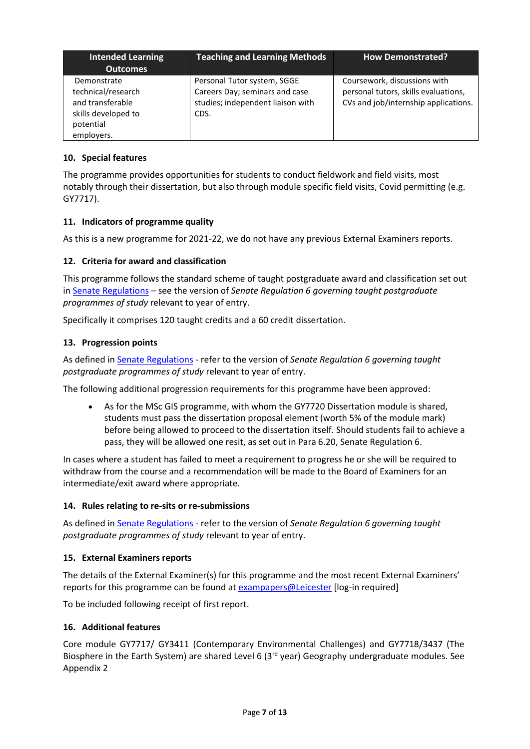| Intended Learning Outcomes | Teaching and Learning Methods | How Demonstrated? |
| --- | --- | --- |
| Demonstrate technical/research and transferable skills developed to potential employers. | Personal Tutor system, SGGE Careers Day; seminars and case studies; independent liaison with CDS. | Coursework, discussions with personal tutors, skills evaluations, CVs and job/internship applications. |

### 10. Special features

The programme provides opportunities for students to conduct fieldwork and field visits, most notably through their dissertation, but also through module specific field visits, Covid permitting (e.g. GY7717).

### 11. Indicators of programme quality

As this is a new programme for 2021-22, we do not have any previous External Examiners reports.

### 12. Criteria for award and classification

This programme follows the standard scheme of taught postgraduate award and classification set out in Senate Regulations – see the version of *Senate Regulation 6 governing taught postgraduate programmes of study* relevant to year of entry.

Specifically it comprises 120 taught credits and a 60 credit dissertation.

### 13. Progression points

As defined in Senate Regulations - refer to the version of *Senate Regulation 6 governing taught postgraduate programmes of study* relevant to year of entry.

The following additional progression requirements for this programme have been approved:

- As for the MSc GIS programme, with whom the GY7720 Dissertation module is shared, students must pass the dissertation proposal element (worth 5% of the module mark) before being allowed to proceed to the dissertation itself. Should students fail to achieve a pass, they will be allowed one resit, as set out in Para 6.20, Senate Regulation 6.

In cases where a student has failed to meet a requirement to progress he or she will be required to withdraw from the course and a recommendation will be made to the Board of Examiners for an intermediate/exit award where appropriate.

### 14. Rules relating to re-sits or re-submissions

As defined in Senate Regulations - refer to the version of *Senate Regulation 6 governing taught postgraduate programmes of study* relevant to year of entry.

### 15. External Examiners reports

The details of the External Examiner(s) for this programme and the most recent External Examiners' reports for this programme can be found at exampapers@Leicester [log-in required]

To be included following receipt of first report.

### 16. Additional features

Core module GY7717/ GY3411 (Contemporary Environmental Challenges) and GY7718/3437 (The Biosphere in the Earth System) are shared Level 6 (3rd year) Geography undergraduate modules. See Appendix 2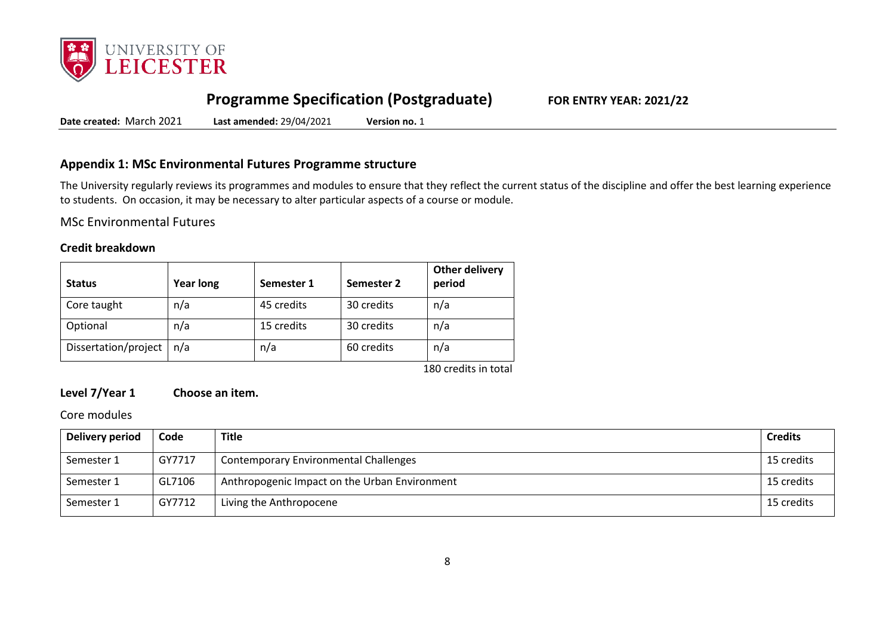## Appendix 1: MSc Environmental Futures Programme structure

The University regularly reviews its programmes and modules to ensure that they reflect the current status of the discipline and offer the best learning experience to students. On occasion, it may be necessary to alter particular aspects of a course or module.

MSc Environmental Futures

### Credit breakdown

| Status | Year long | Semester 1 | Semester 2 | Other delivery period |
|---|---|---|---|---|
| Core taught | n/a | 45 credits | 30 credits | n/a |
| Optional | n/a | 15 credits | 30 credits | n/a |
| Dissertation/project | n/a | n/a | 60 credits | n/a |

180 credits in total

### Level 7/Year 1 Choose an item.

Core modules

| Delivery period | Code | Title | Credits |
|---|---|---|---|
| Semester 1 | GY7717 | Contemporary Environmental Challenges | 15 credits |
| Semester 1 | GL7106 | Anthropogenic Impact on the Urban Environment | 15 credits |
| Semester 1 | GY7712 | Living the Anthropocene | 15 credits |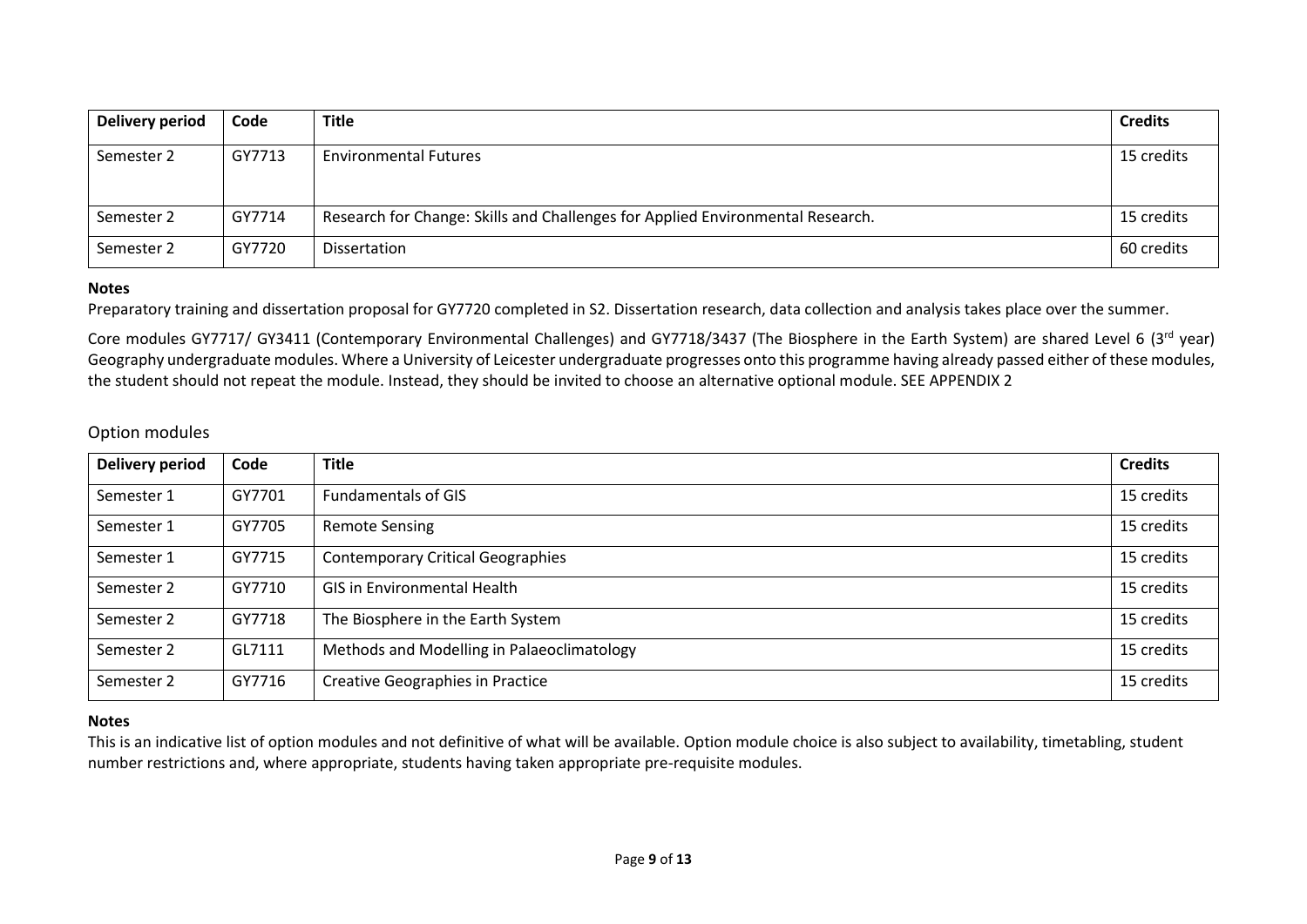| Delivery period | Code | Title | Credits |
| --- | --- | --- | --- |
| Semester 2 | GY7713 | Environmental Futures | 15 credits |
| Semester 2 | GY7714 | Research for Change: Skills and Challenges for Applied Environmental Research. | 15 credits |
| Semester 2 | GY7720 | Dissertation | 60 credits |

**Notes**

Preparatory training and dissertation proposal for GY7720 completed in S2. Dissertation research, data collection and analysis takes place over the summer.

Core modules GY7717/ GY3411 (Contemporary Environmental Challenges) and GY7718/3437 (The Biosphere in the Earth System) are shared Level 6 (3rd year) Geography undergraduate modules. Where a University of Leicester undergraduate progresses onto this programme having already passed either of these modules, the student should not repeat the module. Instead, they should be invited to choose an alternative optional module. SEE APPENDIX 2

## Option modules

| Delivery period | Code | Title | Credits |
| --- | --- | --- | --- |
| Semester 1 | GY7701 | Fundamentals of GIS | 15 credits |
| Semester 1 | GY7705 | Remote Sensing | 15 credits |
| Semester 1 | GY7715 | Contemporary Critical Geographies | 15 credits |
| Semester 2 | GY7710 | GIS in Environmental Health | 15 credits |
| Semester 2 | GY7718 | The Biosphere in the Earth System | 15 credits |
| Semester 2 | GL7111 | Methods and Modelling in Palaeoclimatology | 15 credits |
| Semester 2 | GY7716 | Creative Geographies in Practice | 15 credits |

**Notes**

This is an indicative list of option modules and not definitive of what will be available. Option module choice is also subject to availability, timetabling, student number restrictions and, where appropriate, students having taken appropriate pre-requisite modules.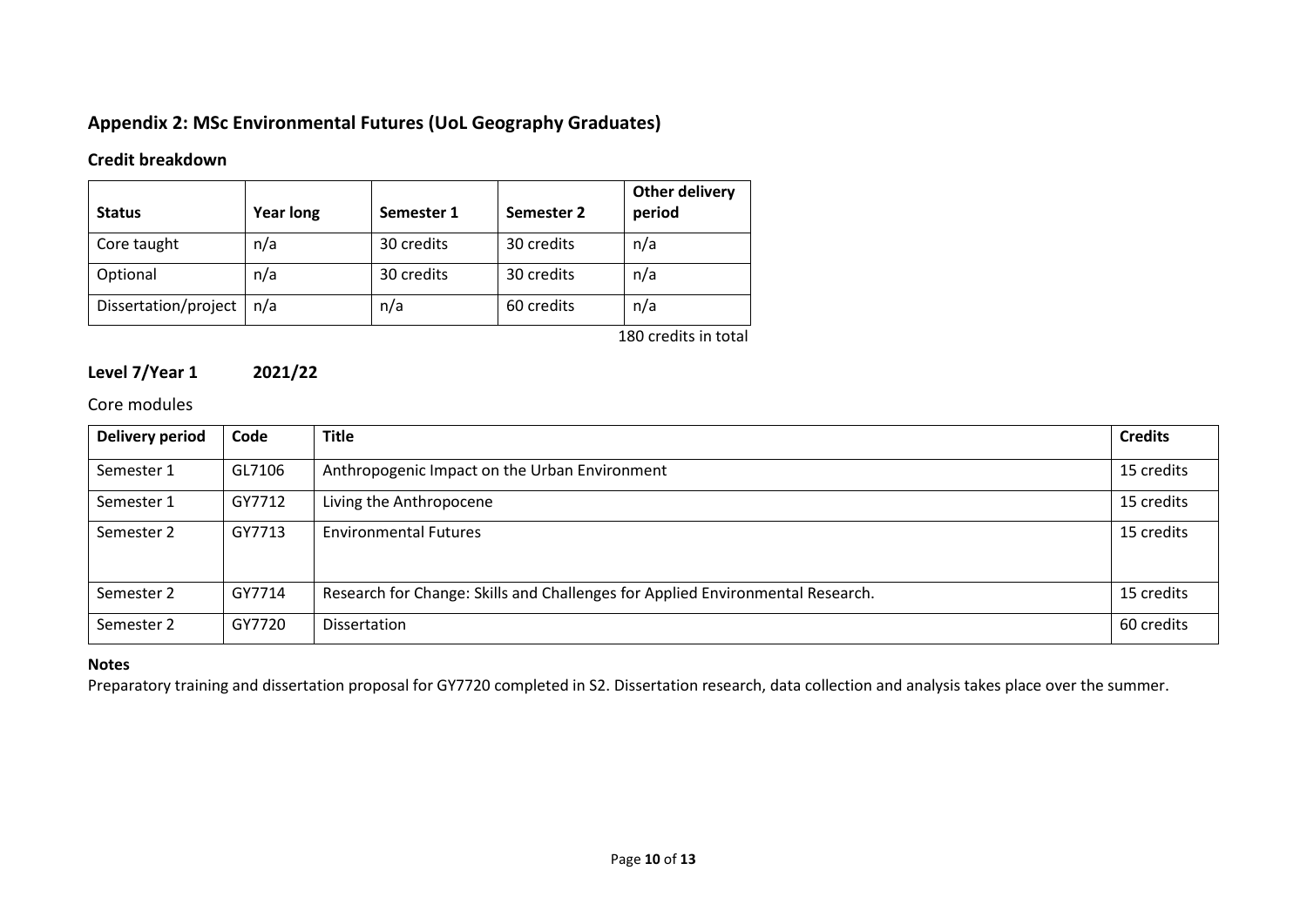## Appendix 2: MSc Environmental Futures (UoL Geography Graduates)

### Credit breakdown

| Status | Year long | Semester 1 | Semester 2 | Other delivery period |
|---|---|---|---|---|
| Core taught | n/a | 30 credits | 30 credits | n/a |
| Optional | n/a | 30 credits | 30 credits | n/a |
| Dissertation/project | n/a | n/a | 60 credits | n/a |

180 credits in total

### Level 7/Year 1 2021/22

Core modules

| Delivery period | Code | Title | Credits |
|---|---|---|---|
| Semester 1 | GL7106 | Anthropogenic Impact on the Urban Environment | 15 credits |
| Semester 1 | GY7712 | Living the Anthropocene | 15 credits |
| Semester 2 | GY7713 | Environmental Futures | 15 credits |
| Semester 2 | GY7714 | Research for Change: Skills and Challenges for Applied Environmental Research. | 15 credits |
| Semester 2 | GY7720 | Dissertation | 60 credits |

**Notes**

Preparatory training and dissertation proposal for GY7720 completed in S2. Dissertation research, data collection and analysis takes place over the summer.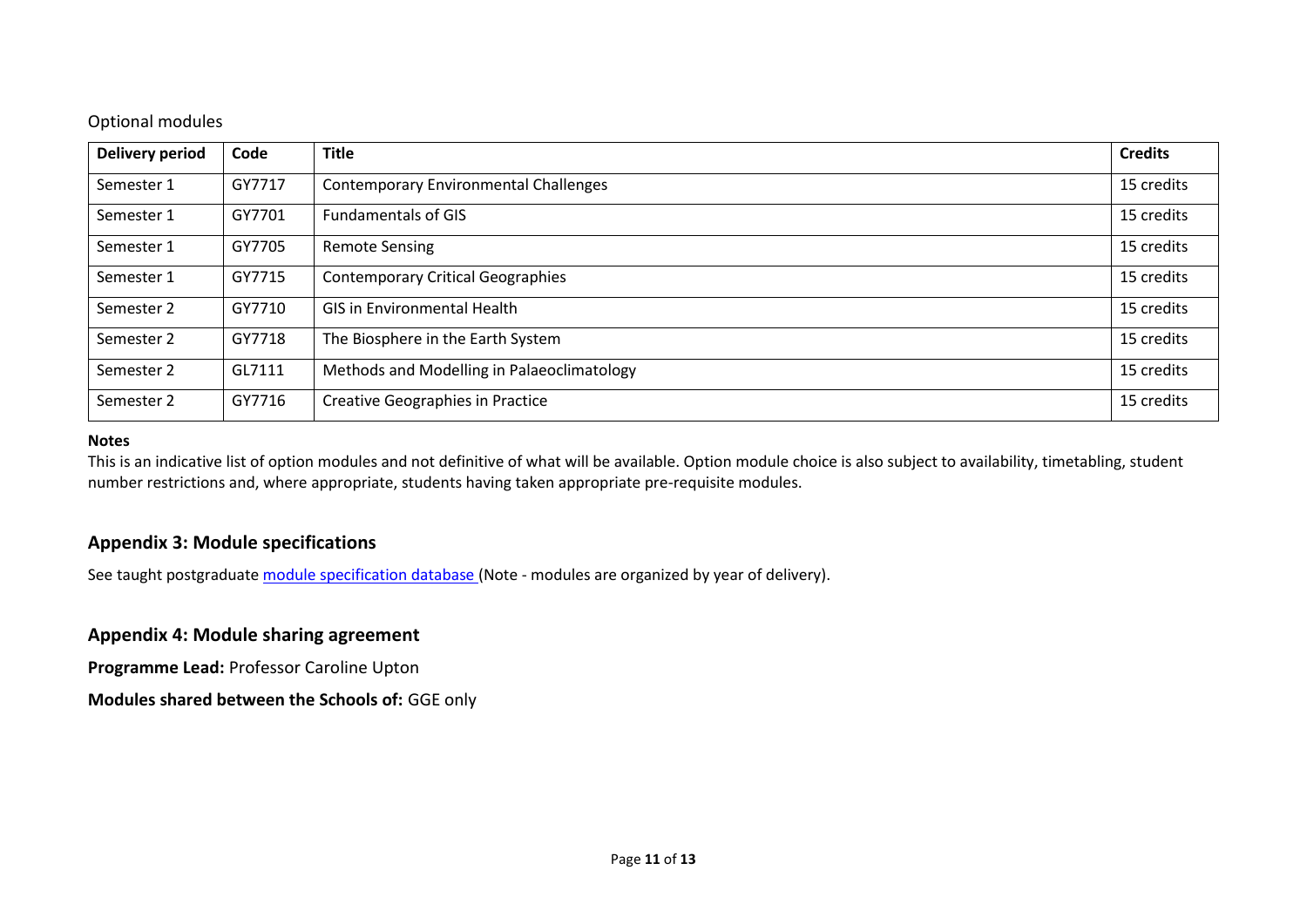Optional modules

| Delivery period | Code | Title | Credits |
|---|---|---|---|
| Semester 1 | GY7717 | Contemporary Environmental Challenges | 15 credits |
| Semester 1 | GY7701 | Fundamentals of GIS | 15 credits |
| Semester 1 | GY7705 | Remote Sensing | 15 credits |
| Semester 1 | GY7715 | Contemporary Critical Geographies | 15 credits |
| Semester 2 | GY7710 | GIS in Environmental Health | 15 credits |
| Semester 2 | GY7718 | The Biosphere in the Earth System | 15 credits |
| Semester 2 | GL7111 | Methods and Modelling in Palaeoclimatology | 15 credits |
| Semester 2 | GY7716 | Creative Geographies in Practice | 15 credits |

**Notes**

This is an indicative list of option modules and not definitive of what will be available. Option module choice is also subject to availability, timetabling, student number restrictions and, where appropriate, students having taken appropriate pre-requisite modules.

## Appendix 3: Module specifications

See taught postgraduate module specification database (Note - modules are organized by year of delivery).

## Appendix 4: Module sharing agreement

**Programme Lead:** Professor Caroline Upton

**Modules shared between the Schools of:** GGE only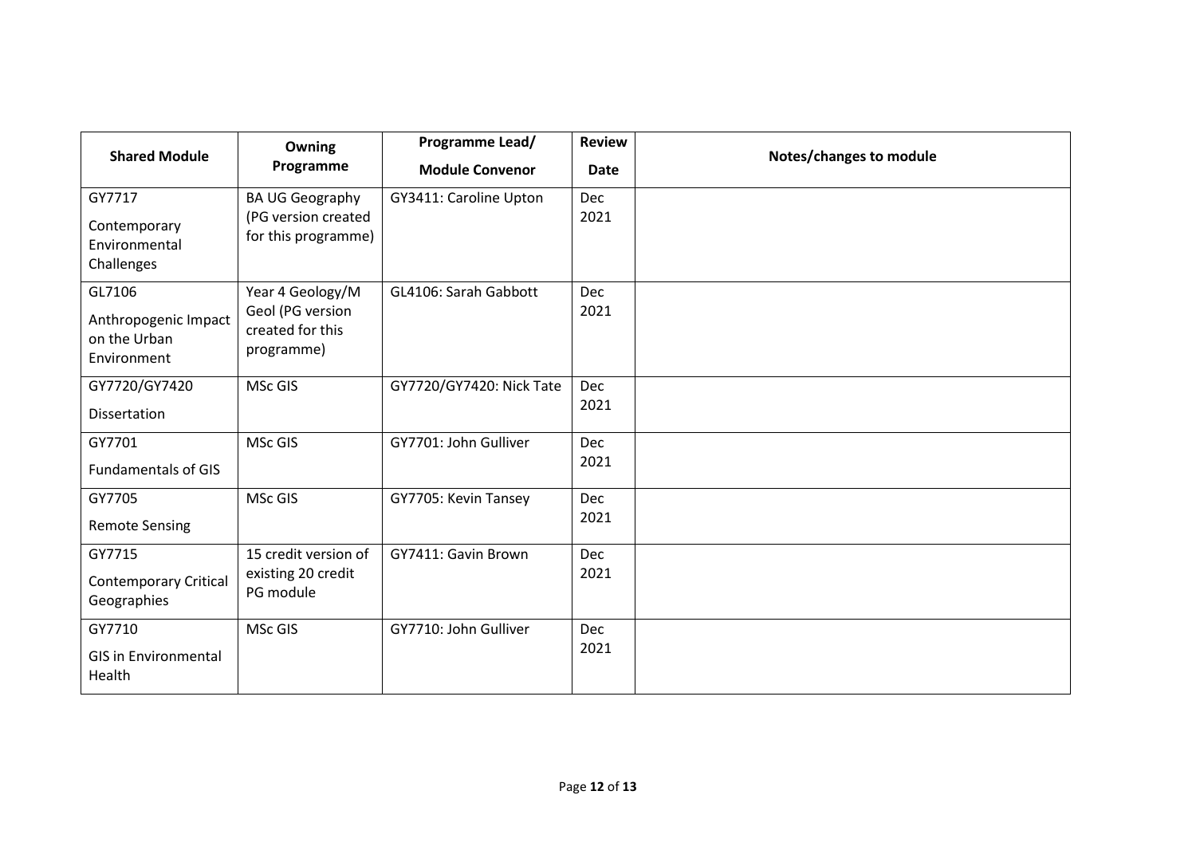| Shared Module | Owning Programme | Programme Lead/ Module Convenor | Review Date | Notes/changes to module |
|---|---|---|---|---|
| GY7717 Contemporary Environmental Challenges | BA UG Geography (PG version created for this programme) | GY3411: Caroline Upton | Dec 2021 | |
| GL7106 Anthropogenic Impact on the Urban Environment | Year 4 Geology/M Geol (PG version created for this programme) | GL4106: Sarah Gabbott | Dec 2021 | |
| GY7720/GY7420 Dissertation | MSc GIS | GY7720/GY7420: Nick Tate | Dec 2021 | |
| GY7701 Fundamentals of GIS | MSc GIS | GY7701: John Gulliver | Dec 2021 | |
| GY7705 Remote Sensing | MSc GIS | GY7705: Kevin Tansey | Dec 2021 | |
| GY7715 Contemporary Critical Geographies | 15 credit version of existing 20 credit PG module | GY7411: Gavin Brown | Dec 2021 | |
| GY7710 GIS in Environmental Health | MSc GIS | GY7710: John Gulliver | Dec 2021 | |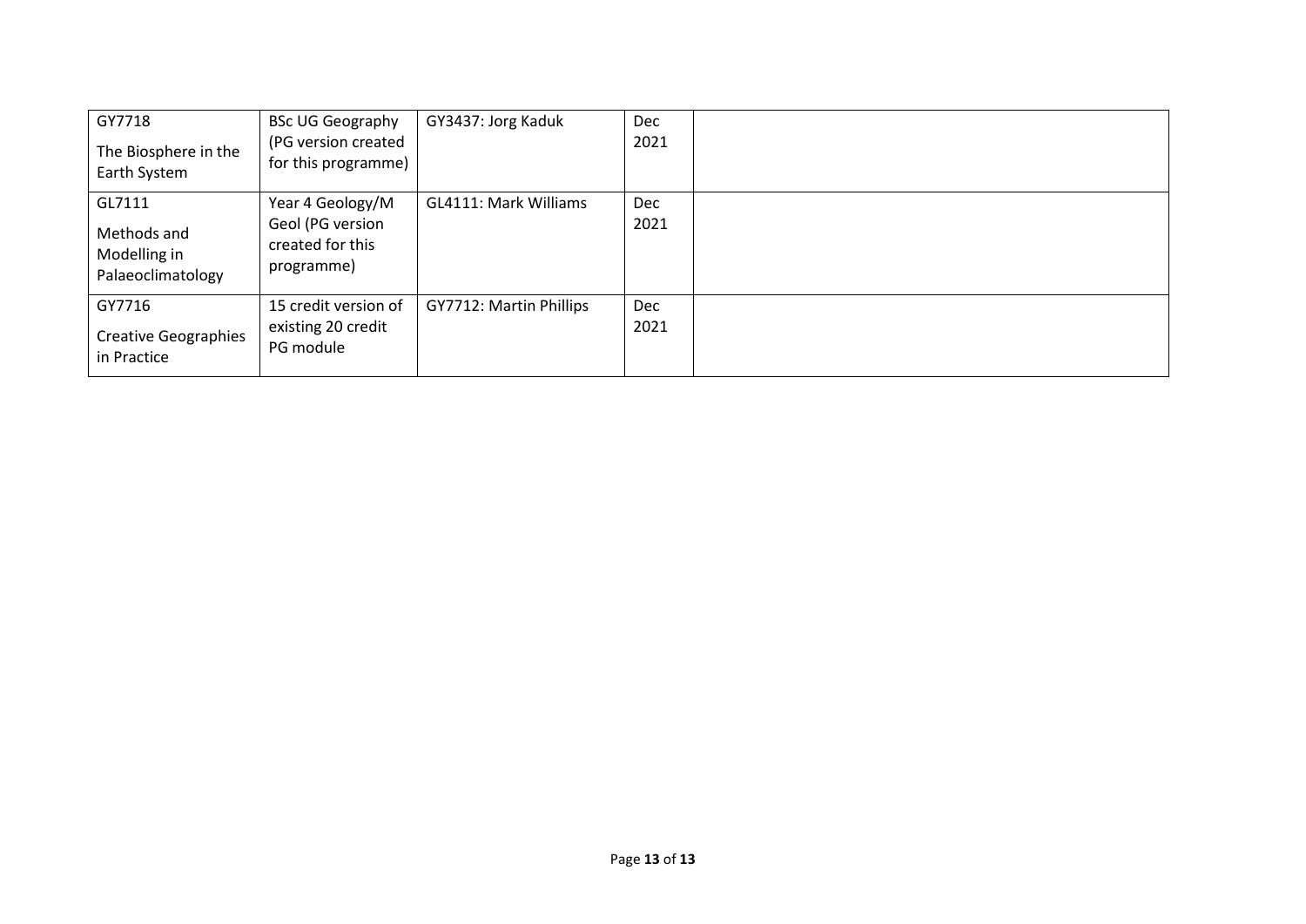| | | | | |
|---|---|---|---|---|
| GY7718<br>The Biosphere in the Earth System | BSc UG Geography (PG version created for this programme) | GY3437: Jorg Kaduk | Dec 2021 | |
| GL7111<br>Methods and Modelling in Palaeoclimatology | Year 4 Geology/M Geol (PG version created for this programme) | GL4111: Mark Williams | Dec 2021 | |
| GY7716<br>Creative Geographies in Practice | 15 credit version of existing 20 credit PG module | GY7712: Martin Phillips | Dec 2021 | |